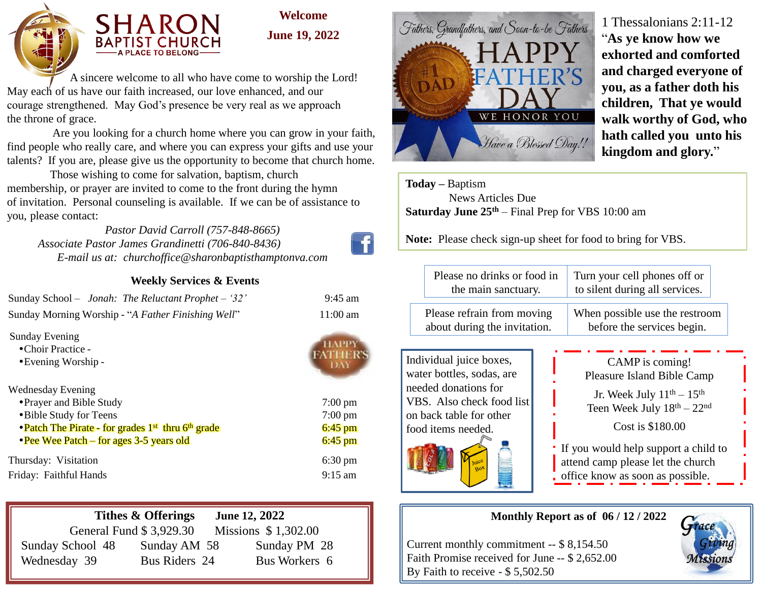# SHARON BAPTIST CHURCH

A PLACE TO BELONG

**Welcome**

**June 19, 2022**

A sincere welcome to all who have come to worship the Lord! May each of us have our faith increased, our love enhanced, and our courage strengthened. May God's presence be very real as we approach the throne of grace.

Are you looking for a church home where you can grow in your faith, find people who really care, and where you can express your gifts and use your talents? If you are, please give us the opportunity to become that church home.

Those wishing to come for salvation, baptism, church membership, or prayer are invited to come to the front during the hymn of invitation. Personal counseling is available. If we can be of assistance to you, please contact:

*Pastor David Carroll (757-848-8665)*

*Associate Pastor James Grandinetti (706-840-8436)*

*E-mail us at: churchoffice@sharonbaptisthamptonva.com*

## Weekly Services & Events

| | |
|---|---|
| Sunday School – *Jonah: The Reluctant Prophet – '32'* | 9:45 am |
| Sunday Morning Worship - "*A Father Finishing Well*" | 11:00 am |

Sunday Evening
- Choir Practice -
- Evening Worship -

| | |
|---|---|
| **Wednesday Evening** | |
| • Prayer and Bible Study | 7:00 pm |
| • Bible Study for Teens | 7:00 pm |
| • Patch The Pirate - for grades 1st thru 6th grade | 6:45 pm |
| • Pee Wee Patch – for ages 3-5 years old | 6:45 pm |
| Thursday: Visitation | 6:30 pm |
| Friday: Faithful Hands | 9:15 am |

**Tithes & Offerings June 12, 2022**

General Fund $ 3,929.30 Missions $ 1,302.00

| | | |
|---|---|---|
| Sunday School 48 | Sunday AM 58 | Sunday PM 28 |
| Wednesday 39 | Bus Riders 24 | Bus Workers 6 |

Fathers, Grandfathers, and Soon-to-be Fathers

HAPPY FATHER'S DAY

WE HONOR YOU

Have a Blessed Day!!

1 Thessalonians 2:11-12

"**As ye know how we exhorted and comforted and charged everyone of you, as a father doth his children, That ye would walk worthy of God, who hath called you unto his kingdom and glory.**"

**Today –** Baptism
News Articles Due

**Saturday June 25th** – Final Prep for VBS 10:00 am

**Note:** Please check sign-up sheet for food to bring for VBS.

| | |
|---|---|
| Please no drinks or food in the main sanctuary. | Turn your cell phones off or to silent during all services. |
| Please refrain from moving about during the invitation. | When possible use the restroom before the services begin. |

Individual juice boxes, water bottles, sodas, are needed donations for VBS. Also check food list on back table for other food items needed.

CAMP is coming!
Pleasure Island Bible Camp

Jr. Week July 11th – 15th
Teen Week July 18th – 22nd

Cost is $180.00

If you would help support a child to attend camp please let the church office know as soon as possible.

**Monthly Report as of 06 / 12 / 2022**

Current monthly commitment -- $ 8,154.50
Faith Promise received for June -- $ 2,652.00
By Faith to receive - $ 5,502.50

Grace Giving Missions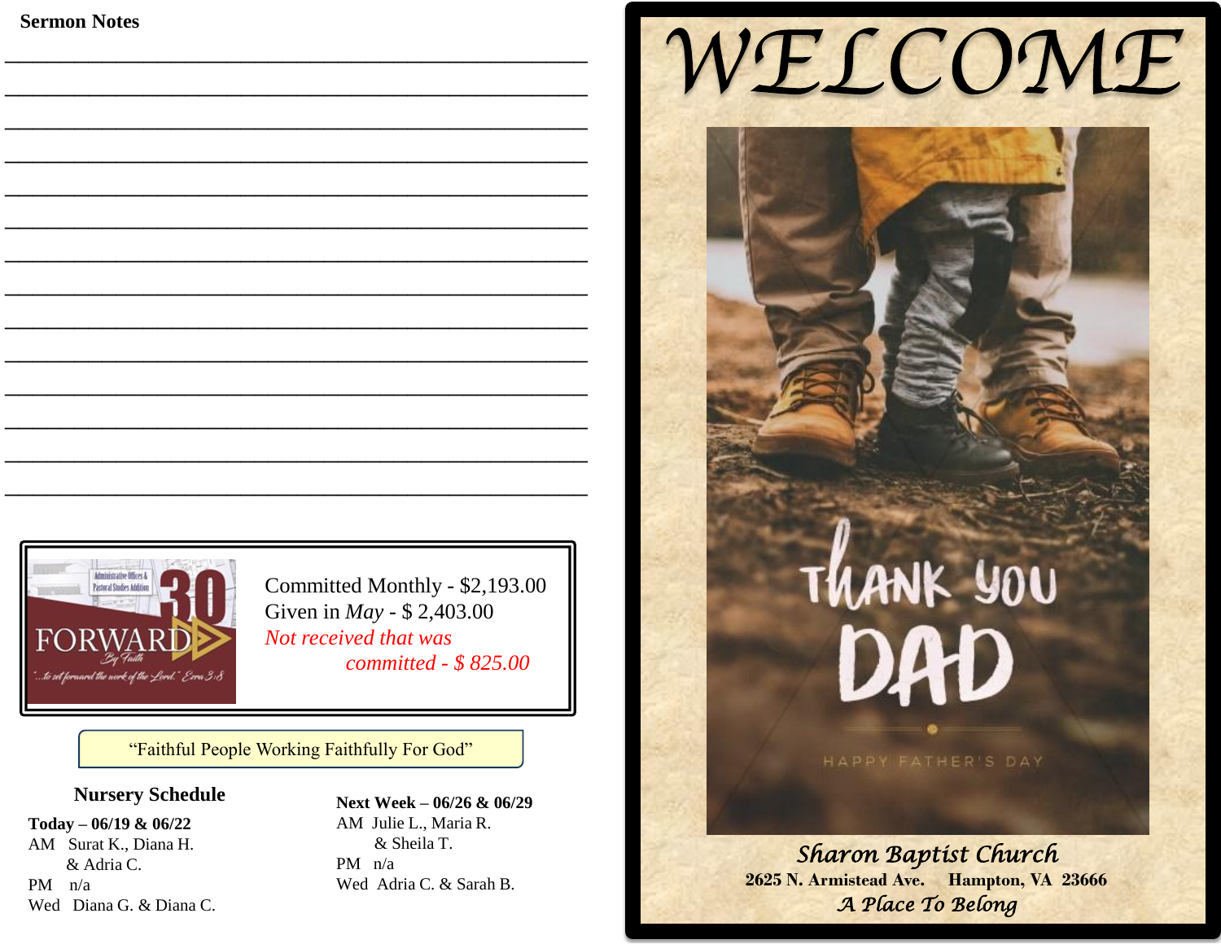**Sermon Notes**

\_\_\_\_\_\_\_\_\_\_\_\_\_\_\_\_\_\_\_\_\_\_\_\_\_\_\_\_\_\_\_\_\_\_\_\_\_\_\_\_\_\_\_\_\_\_\_\_\_\_\_\_

\_\_\_\_\_\_\_\_\_\_\_\_\_\_\_\_\_\_\_\_\_\_\_\_\_\_\_\_\_\_\_\_\_\_\_\_\_\_\_\_\_\_\_\_\_\_\_\_\_\_\_\_

\_\_\_\_\_\_\_\_\_\_\_\_\_\_\_\_\_\_\_\_\_\_\_\_\_\_\_\_\_\_\_\_\_\_\_\_\_\_\_\_\_\_\_\_\_\_\_\_\_\_\_\_

\_\_\_\_\_\_\_\_\_\_\_\_\_\_\_\_\_\_\_\_\_\_\_\_\_\_\_\_\_\_\_\_\_\_\_\_\_\_\_\_\_\_\_\_\_\_\_\_\_\_\_\_

\_\_\_\_\_\_\_\_\_\_\_\_\_\_\_\_\_\_\_\_\_\_\_\_\_\_\_\_\_\_\_\_\_\_\_\_\_\_\_\_\_\_\_\_\_\_\_\_\_\_\_\_

\_\_\_\_\_\_\_\_\_\_\_\_\_\_\_\_\_\_\_\_\_\_\_\_\_\_\_\_\_\_\_\_\_\_\_\_\_\_\_\_\_\_\_\_\_\_\_\_\_\_\_\_

\_\_\_\_\_\_\_\_\_\_\_\_\_\_\_\_\_\_\_\_\_\_\_\_\_\_\_\_\_\_\_\_\_\_\_\_\_\_\_\_\_\_\_\_\_\_\_\_\_\_\_\_

\_\_\_\_\_\_\_\_\_\_\_\_\_\_\_\_\_\_\_\_\_\_\_\_\_\_\_\_\_\_\_\_\_\_\_\_\_\_\_\_\_\_\_\_\_\_\_\_\_\_\_\_

\_\_\_\_\_\_\_\_\_\_\_\_\_\_\_\_\_\_\_\_\_\_\_\_\_\_\_\_\_\_\_\_\_\_\_\_\_\_\_\_\_\_\_\_\_\_\_\_\_\_\_\_

\_\_\_\_\_\_\_\_\_\_\_\_\_\_\_\_\_\_\_\_\_\_\_\_\_\_\_\_\_\_\_\_\_\_\_\_\_\_\_\_\_\_\_\_\_\_\_\_\_\_\_\_

\_\_\_\_\_\_\_\_\_\_\_\_\_\_\_\_\_\_\_\_\_\_\_\_\_\_\_\_\_\_\_\_\_\_\_\_\_\_\_\_\_\_\_\_\_\_\_\_\_\_\_\_

\_\_\_\_\_\_\_\_\_\_\_\_\_\_\_\_\_\_\_\_\_\_\_\_\_\_\_\_\_\_\_\_\_\_\_\_\_\_\_\_\_\_\_\_\_\_\_\_\_\_\_\_

\_\_\_\_\_\_\_\_\_\_\_\_\_\_\_\_\_\_\_\_\_\_\_\_\_\_\_\_\_\_\_\_\_\_\_\_\_\_\_\_\_\_\_\_\_\_\_\_\_\_\_\_

\_\_\_\_\_\_\_\_\_\_\_\_\_\_\_\_\_\_\_\_\_\_\_\_\_\_\_\_\_\_\_\_\_\_\_\_\_\_\_\_\_\_\_\_\_\_\_\_\_\_\_\_

Administrative Offices & Pastoral Studies Addition

30 FORWARD By Faith

"...to set forward the work of the Lord." Ezra 3:8

Committed Monthly - $2,193.00
Given in *May* - $ 2,403.00
*Not received that was committed - $ 825.00*

"Faithful People Working Faithfully For God"

## Nursery Schedule

**Today – 06/19 & 06/22**
AM Surat K., Diana H. & Adria C.
PM n/a
Wed Diana G. & Diana C.

**Next Week – 06/26 & 06/29**
AM Julie L., Maria R. & Sheila T.
PM n/a
Wed Adria C. & Sarah B.

# WELCOME

THANK YOU DAD

HAPPY FATHER'S DAY

*Sharon Baptist Church*
**2625 N. Armistead Ave. Hampton, VA 23666**
*A Place To Belong*